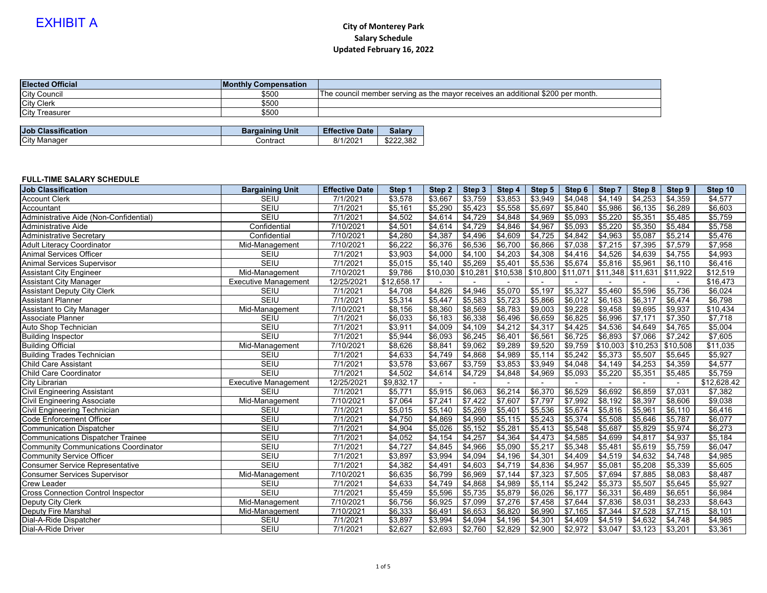EXHIBIT A

# City of Monterey Park
## Salary Schedule
### Updated February 16, 2022

| Elected Official | Monthly Compensation | |
|---|---|---|
| City Council | $500 | The council member serving as the mayor receives an additional $200 per month. |
| City Clerk | $500 | |
| City Treasurer | $500 | |

| Job Classification | Bargaining Unit | Effective Date | Salary |
|---|---|---|---|
| City Manager | Contract | 8/1/2021 | $222,382 |

**FULL-TIME SALARY SCHEDULE**

| Job Classification | Bargaining Unit | Effective Date | Step 1 | Step 2 | Step 3 | Step 4 | Step 5 | Step 6 | Step 7 | Step 8 | Step 9 | Step 10 |
|---|---|---|---|---|---|---|---|---|---|---|---|---|
| Account Clerk | SEIU | 7/1/2021 | $3,578 | $3,667 | $3,759 | $3,853 | $3,949 | $4,048 | $4,149 | $4,253 | $4,359 | $4,577 |
| Accountant | SEIU | 7/1/2021 | $5,161 | $5,290 | $5,423 | $5,558 | $5,697 | $5,840 | $5,986 | $6,135 | $6,289 | $6,603 |
| Administrative Aide (Non-Confidential) | SEIU | 7/1/2021 | $4,502 | $4,614 | $4,729 | $4,848 | $4,969 | $5,093 | $5,220 | $5,351 | $5,485 | $5,759 |
| Administrative Aide | Confidential | 7/10/2021 | $4,501 | $4,614 | $4,729 | $4,846 | $4,967 | $5,093 | $5,220 | $5,350 | $5,484 | $5,758 |
| Administrative Secretary | Confidential | 7/10/2021 | $4,280 | $4,387 | $4,496 | $4,609 | $4,725 | $4,842 | $4,963 | $5,087 | $5,214 | $5,476 |
| Adult Literacy Coordinator | Mid-Management | 7/10/2021 | $6,222 | $6,376 | $6,536 | $6,700 | $6,866 | $7,038 | $7,215 | $7,395 | $7,579 | $7,958 |
| Animal Services Officer | SEIU | 7/1/2021 | $3,903 | $4,000 | $4,100 | $4,203 | $4,308 | $4,416 | $4,526 | $4,639 | $4,755 | $4,993 |
| Animal Services Supervisor | SEIU | 7/1/2021 | $5,015 | $5,140 | $5,269 | $5,401 | $5,536 | $5,674 | $5,816 | $5,961 | $6,110 | $6,416 |
| Assistant City Engineer | Mid-Management | 7/10/2021 | $9,786 | $10,030 | $10,281 | $10,538 | $10,800 | $11,071 | $11,348 | $11,631 | $11,922 | $12,519 |
| Assistant City Manager | Executive Management | 12/25/2021 | $12,658.17 | - | - | - | - | - | - | - | - | $16,473 |
| Assistant Deputy City Clerk | SEIU | 7/1/2021 | $4,708 | $4,826 | $4,946 | $5,070 | $5,197 | $5,327 | $5,460 | $5,596 | $5,736 | $6,024 |
| Assistant Planner | SEIU | 7/1/2021 | $5,314 | $5,447 | $5,583 | $5,723 | $5,866 | $6,012 | $6,163 | $6,317 | $6,474 | $6,798 |
| Assistant to City Manager | Mid-Management | 7/10/2021 | $8,156 | $8,360 | $8,569 | $8,783 | $9,003 | $9,228 | $9,458 | $9,695 | $9,937 | $10,434 |
| Associate Planner | SEIU | 7/1/2021 | $6,033 | $6,183 | $6,338 | $6,496 | $6,659 | $6,825 | $6,996 | $7,171 | $7,350 | $7,718 |
| Auto Shop Technician | SEIU | 7/1/2021 | $3,911 | $4,009 | $4,109 | $4,212 | $4,317 | $4,425 | $4,536 | $4,649 | $4,765 | $5,004 |
| Building Inspector | SEIU | 7/1/2021 | $5,944 | $6,093 | $6,245 | $6,401 | $6,561 | $6,725 | $6,893 | $7,066 | $7,242 | $7,605 |
| Building Official | Mid-Management | 7/10/2021 | $8,626 | $8,841 | $9,062 | $9,289 | $9,520 | $9,759 | $10,003 | $10,253 | $10,508 | $11,035 |
| Building Trades Technician | SEIU | 7/1/2021 | $4,633 | $4,749 | $4,868 | $4,989 | $5,114 | $5,242 | $5,373 | $5,507 | $5,645 | $5,927 |
| Child Care Assistant | SEIU | 7/1/2021 | $3,578 | $3,667 | $3,759 | $3,853 | $3,949 | $4,048 | $4,149 | $4,253 | $4,359 | $4,577 |
| Child Care Coordinator | SEIU | 7/1/2021 | $4,502 | $4,614 | $4,729 | $4,848 | $4,969 | $5,093 | $5,220 | $5,351 | $5,485 | $5,759 |
| City Librarian | Executive Management | 12/25/2021 | $9,832.17 | - | - | - | - | - | - | - | - | $12,628.42 |
| Civil Engineering Assistant | SEIU | 7/1/2021 | $5,771 | $5,915 | $6,063 | $6,214 | $6,370 | $6,529 | $6,692 | $6,859 | $7,031 | $7,382 |
| Civil Engineering Associate | Mid-Management | 7/10/2021 | $7,064 | $7,241 | $7,422 | $7,607 | $7,797 | $7,992 | $8,192 | $8,397 | $8,606 | $9,038 |
| Civil Engineering Technician | SEIU | 7/1/2021 | $5,015 | $5,140 | $5,269 | $5,401 | $5,536 | $5,674 | $5,816 | $5,961 | $6,110 | $6,416 |
| Code Enforcement Officer | SEIU | 7/1/2021 | $4,750 | $4,869 | $4,990 | $5,115 | $5,243 | $5,374 | $5,508 | $5,646 | $5,787 | $6,077 |
| Communication Dispatcher | SEIU | 7/1/2021 | $4,904 | $5,026 | $5,152 | $5,281 | $5,413 | $5,548 | $5,687 | $5,829 | $5,974 | $6,273 |
| Communications Dispatcher Trainee | SEIU | 7/1/2021 | $4,052 | $4,154 | $4,257 | $4,364 | $4,473 | $4,585 | $4,699 | $4,817 | $4,937 | $5,184 |
| Community Communications Coordinator | SEIU | 7/1/2021 | $4,727 | $4,845 | $4,966 | $5,090 | $5,217 | $5,348 | $5,481 | $5,619 | $5,759 | $6,047 |
| Community Service Officer | SEIU | 7/1/2021 | $3,897 | $3,994 | $4,094 | $4,196 | $4,301 | $4,409 | $4,519 | $4,632 | $4,748 | $4,985 |
| Consumer Service Representative | SEIU | 7/1/2021 | $4,382 | $4,491 | $4,603 | $4,719 | $4,836 | $4,957 | $5,081 | $5,208 | $5,339 | $5,605 |
| Consumer Services Supervisor | Mid-Management | 7/10/2021 | $6,635 | $6,799 | $6,969 | $7,144 | $7,323 | $7,505 | $7,694 | $7,885 | $8,083 | $8,487 |
| Crew Leader | SEIU | 7/1/2021 | $4,633 | $4,749 | $4,868 | $4,989 | $5,114 | $5,242 | $5,373 | $5,507 | $5,645 | $5,927 |
| Cross Connection Control Inspector | SEIU | 7/1/2021 | $5,459 | $5,596 | $5,735 | $5,879 | $6,026 | $6,177 | $6,331 | $6,489 | $6,651 | $6,984 |
| Deputy City Clerk | Mid-Management | 7/10/2021 | $6,756 | $6,925 | $7,099 | $7,276 | $7,458 | $7,644 | $7,836 | $8,031 | $8,233 | $8,643 |
| Deputy Fire Marshal | Mid-Management | 7/10/2021 | $6,333 | $6,491 | $6,653 | $6,820 | $6,990 | $7,165 | $7,344 | $7,528 | $7,715 | $8,101 |
| Dial-A-Ride Dispatcher | SEIU | 7/1/2021 | $3,897 | $3,994 | $4,094 | $4,196 | $4,301 | $4,409 | $4,519 | $4,632 | $4,748 | $4,985 |
| Dial-A-Ride Driver | SEIU | 7/1/2021 | $2,627 | $2,693 | $2,760 | $2,829 | $2,900 | $2,972 | $3,047 | $3,123 | $3,201 | $3,361 |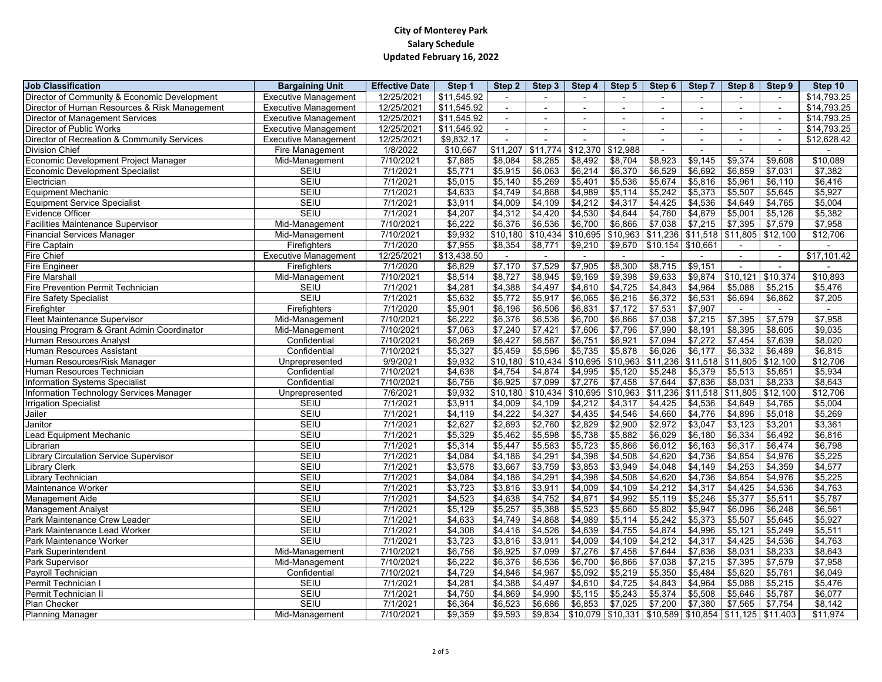**City of Monterey Park**
**Salary Schedule**
**Updated February 16, 2022**

| Job Classification | Bargaining Unit | Effective Date | Step 1 | Step 2 | Step 3 | Step 4 | Step 5 | Step 6 | Step 7 | Step 8 | Step 9 | Step 10 |
|---|---|---|---|---|---|---|---|---|---|---|---|---|
| Director of Community & Economic Development | Executive Management | 12/25/2021 | $11,545.92 | - | - | - | - | - | - | - | - | $14,793.25 |
| Director of Human Resources & Risk Management | Executive Management | 12/25/2021 | $11,545.92 | - | - | - | - | - | - | - | - | $14,793.25 |
| Director of Management Services | Executive Management | 12/25/2021 | $11,545.92 | - | - | - | - | - | - | - | - | $14,793.25 |
| Director of Public Works | Executive Management | 12/25/2021 | $11,545.92 | - | - | - | - | - | - | - | - | $14,793.25 |
| Director of Recreation & Community Services | Executive Management | 12/25/2021 | $9,832.17 | - | - | - | - | - | - | - | - | $12,628.42 |
| Division Chief | Fire Management | 1/8/2022 | $10,667 | $11,207 | $11,774 | $12,370 | $12,988 | - | - | - | - | - |
| Economic Development Project Manager | Mid-Management | 7/10/2021 | $7,885 | $8,084 | $8,285 | $8,492 | $8,704 | $8,923 | $9,145 | $9,374 | $9,608 | $10,089 |
| Economic Development Specialist | SEIU | 7/1/2021 | $5,771 | $5,915 | $6,063 | $6,214 | $6,370 | $6,529 | $6,692 | $6,859 | $7,031 | $7,382 |
| Electrician | SEIU | 7/1/2021 | $5,015 | $5,140 | $5,269 | $5,401 | $5,536 | $5,674 | $5,816 | $5,961 | $6,110 | $6,416 |
| Equipment Mechanic | SEIU | 7/1/2021 | $4,633 | $4,749 | $4,868 | $4,989 | $5,114 | $5,242 | $5,373 | $5,507 | $5,645 | $5,927 |
| Equipment Service Specialist | SEIU | 7/1/2021 | $3,911 | $4,009 | $4,109 | $4,212 | $4,317 | $4,425 | $4,536 | $4,649 | $4,765 | $5,004 |
| Evidence Officer | SEIU | 7/1/2021 | $4,207 | $4,312 | $4,420 | $4,530 | $4,644 | $4,760 | $4,879 | $5,001 | $5,126 | $5,382 |
| Facilities Maintenance Supervisor | Mid-Management | 7/10/2021 | $6,222 | $6,376 | $6,536 | $6,700 | $6,866 | $7,038 | $7,215 | $7,395 | $7,579 | $7,958 |
| Financial Services Manager | Mid-Management | 7/10/2021 | $9,932 | $10,180 | $10,434 | $10,695 | $10,963 | $11,236 | $11,518 | $11,805 | $12,100 | $12,706 |
| Fire Captain | Firefighters | 7/1/2020 | $7,955 | $8,354 | $8,771 | $9,210 | $9,670 | $10,154 | $10,661 | - | - | - |
| Fire Chief | Executive Management | 12/25/2021 | $13,438.50 | - | - | - | - | - | - | - | - | $17,101.42 |
| Fire Engineer | Firefighters | 7/1/2020 | $6,829 | $7,170 | $7,529 | $7,905 | $8,300 | $8,715 | $9,151 | - | - | - |
| Fire Marshall | Mid-Management | 7/10/2021 | $8,514 | $8,727 | $8,945 | $9,169 | $9,398 | $9,633 | $9,874 | $10,121 | $10,374 | $10,893 |
| Fire Prevention Permit Technician | SEIU | 7/1/2021 | $4,281 | $4,388 | $4,497 | $4,610 | $4,725 | $4,843 | $4,964 | $5,088 | $5,215 | $5,476 |
| Fire Safety Specialist | SEIU | 7/1/2021 | $5,632 | $5,772 | $5,917 | $6,065 | $6,216 | $6,372 | $6,531 | $6,694 | $6,862 | $7,205 |
| Firefighter | Firefighters | 7/1/2020 | $5,901 | $6,196 | $6,506 | $6,831 | $7,172 | $7,531 | $7,907 | - | - | - |
| Fleet Maintenance Supervisor | Mid-Management | 7/10/2021 | $6,222 | $6,376 | $6,536 | $6,700 | $6,866 | $7,038 | $7,215 | $7,395 | $7,579 | $7,958 |
| Housing Program & Grant Admin Coordinator | Mid-Management | 7/10/2021 | $7,063 | $7,240 | $7,421 | $7,606 | $7,796 | $7,990 | $8,191 | $8,395 | $8,605 | $9,035 |
| Human Resources Analyst | Confidential | 7/10/2021 | $6,269 | $6,427 | $6,587 | $6,751 | $6,921 | $7,094 | $7,272 | $7,454 | $7,639 | $8,020 |
| Human Resources Assistant | Confidential | 7/10/2021 | $5,327 | $5,459 | $5,596 | $5,735 | $5,878 | $6,026 | $6,177 | $6,332 | $6,489 | $6,815 |
| Human Resources/Risk Manager | Unprepresented | 9/9/2021 | $9,932 | $10,180 | $10,434 | $10,695 | $10,963 | $11,236 | $11,518 | $11,805 | $12,100 | $12,706 |
| Human Resources Technician | Confidential | 7/10/2021 | $4,638 | $4,754 | $4,874 | $4,995 | $5,120 | $5,248 | $5,379 | $5,513 | $5,651 | $5,934 |
| Information Systems Specialist | Confidential | 7/10/2021 | $6,756 | $6,925 | $7,099 | $7,276 | $7,458 | $7,644 | $7,836 | $8,031 | $8,233 | $8,643 |
| Information Technology Services Manager | Unprepresented | 7/6/2021 | $9,932 | $10,180 | $10,434 | $10,695 | $10,963 | $11,236 | $11,518 | $11,805 | $12,100 | $12,706 |
| Irrigation Specialist | SEIU | 7/1/2021 | $3,911 | $4,009 | $4,109 | $4,212 | $4,317 | $4,425 | $4,536 | $4,649 | $4,765 | $5,004 |
| Jailer | SEIU | 7/1/2021 | $4,119 | $4,222 | $4,327 | $4,435 | $4,546 | $4,660 | $4,776 | $4,896 | $5,018 | $5,269 |
| Janitor | SEIU | 7/1/2021 | $2,627 | $2,693 | $2,760 | $2,829 | $2,900 | $2,972 | $3,047 | $3,123 | $3,201 | $3,361 |
| Lead Equipment Mechanic | SEIU | 7/1/2021 | $5,329 | $5,462 | $5,598 | $5,738 | $5,882 | $6,029 | $6,180 | $6,334 | $6,492 | $6,816 |
| Librarian | SEIU | 7/1/2021 | $5,314 | $5,447 | $5,583 | $5,723 | $5,866 | $6,012 | $6,163 | $6,317 | $6,474 | $6,798 |
| Library Circulation Service Supervisor | SEIU | 7/1/2021 | $4,084 | $4,186 | $4,291 | $4,398 | $4,508 | $4,620 | $4,736 | $4,854 | $4,976 | $5,225 |
| Library Clerk | SEIU | 7/1/2021 | $3,578 | $3,667 | $3,759 | $3,853 | $3,949 | $4,048 | $4,149 | $4,253 | $4,359 | $4,577 |
| Library Technician | SEIU | 7/1/2021 | $4,084 | $4,186 | $4,291 | $4,398 | $4,508 | $4,620 | $4,736 | $4,854 | $4,976 | $5,225 |
| Maintenance Worker | SEIU | 7/1/2021 | $3,723 | $3,816 | $3,911 | $4,009 | $4,109 | $4,212 | $4,317 | $4,425 | $4,536 | $4,763 |
| Management Aide | SEIU | 7/1/2021 | $4,523 | $4,638 | $4,752 | $4,871 | $4,992 | $5,119 | $5,246 | $5,377 | $5,511 | $5,787 |
| Management Analyst | SEIU | 7/1/2021 | $5,129 | $5,257 | $5,388 | $5,523 | $5,660 | $5,802 | $5,947 | $6,096 | $6,248 | $6,561 |
| Park Maintenance Crew Leader | SEIU | 7/1/2021 | $4,633 | $4,749 | $4,868 | $4,989 | $5,114 | $5,242 | $5,373 | $5,507 | $5,645 | $5,927 |
| Park Maintenance Lead Worker | SEIU | 7/1/2021 | $4,308 | $4,416 | $4,526 | $4,639 | $4,755 | $4,874 | $4,996 | $5,121 | $5,249 | $5,511 |
| Park Maintenance Worker | SEIU | 7/1/2021 | $3,723 | $3,816 | $3,911 | $4,009 | $4,109 | $4,212 | $4,317 | $4,425 | $4,536 | $4,763 |
| Park Superintendent | Mid-Management | 7/10/2021 | $6,756 | $6,925 | $7,099 | $7,276 | $7,458 | $7,644 | $7,836 | $8,031 | $8,233 | $8,643 |
| Park Supervisor | Mid-Management | 7/10/2021 | $6,222 | $6,376 | $6,536 | $6,700 | $6,866 | $7,038 | $7,215 | $7,395 | $7,579 | $7,958 |
| Payroll Technician | Confidential | 7/10/2021 | $4,729 | $4,846 | $4,967 | $5,092 | $5,219 | $5,350 | $5,484 | $5,620 | $5,761 | $6,049 |
| Permit Technician I | SEIU | 7/1/2021 | $4,281 | $4,388 | $4,497 | $4,610 | $4,725 | $4,843 | $4,964 | $5,088 | $5,215 | $5,476 |
| Permit Technician II | SEIU | 7/1/2021 | $4,750 | $4,869 | $4,990 | $5,115 | $5,243 | $5,374 | $5,508 | $5,646 | $5,787 | $6,077 |
| Plan Checker | SEIU | 7/1/2021 | $6,364 | $6,523 | $6,686 | $6,853 | $7,025 | $7,200 | $7,380 | $7,565 | $7,754 | $8,142 |
| Planning Manager | Mid-Management | 7/10/2021 | $9,359 | $9,593 | $9,834 | $10,079 | $10,331 | $10,589 | $10,854 | $11,125 | $11,403 | $11,974 |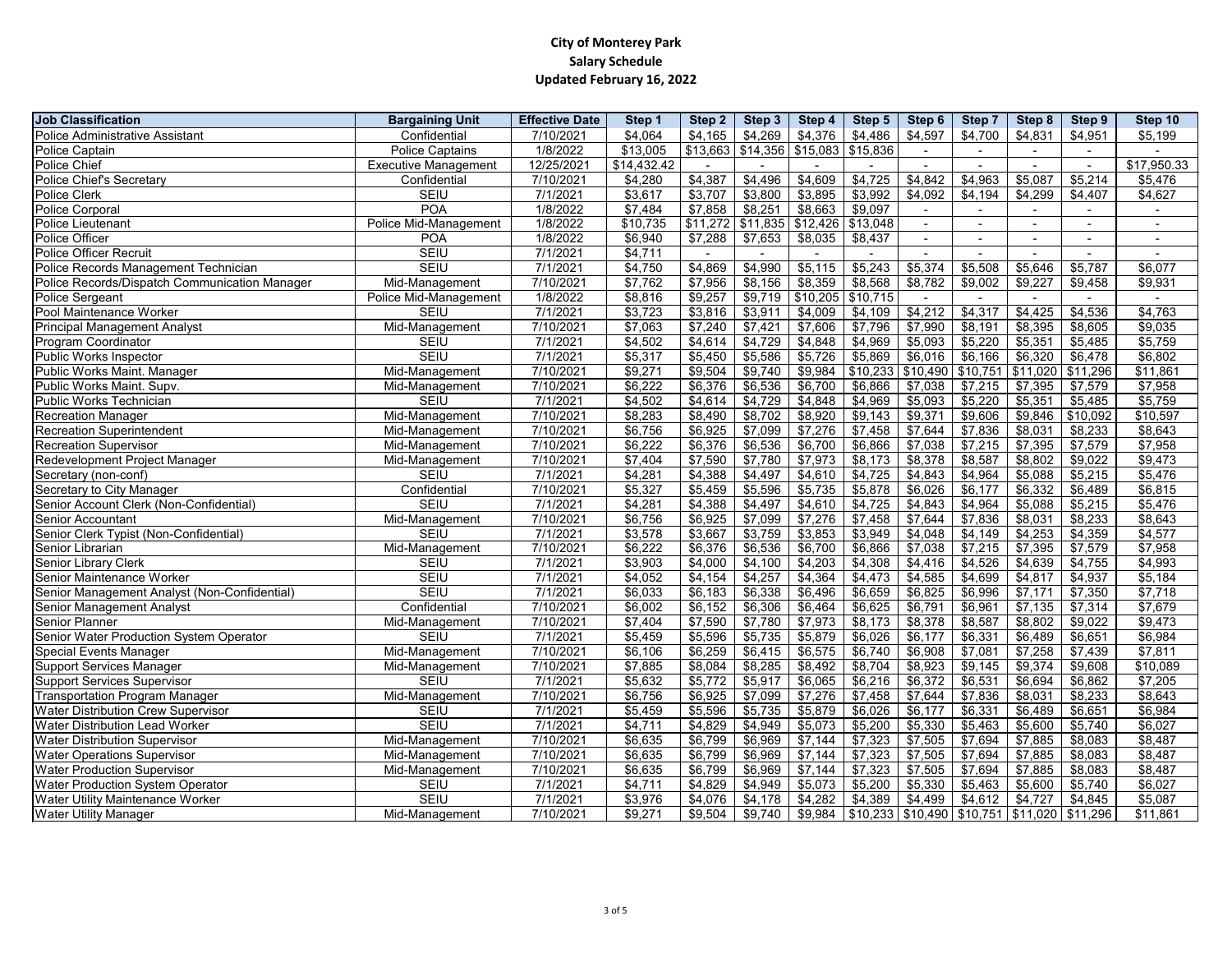**City of Monterey Park**
**Salary Schedule**
**Updated February 16, 2022**

| Job Classification | Bargaining Unit | Effective Date | Step 1 | Step 2 | Step 3 | Step 4 | Step 5 | Step 6 | Step 7 | Step 8 | Step 9 | Step 10 |
|---|---|---|---|---|---|---|---|---|---|---|---|---|
| Police Administrative Assistant | Confidential | 7/10/2021 | $4,064 | $4,165 | $4,269 | $4,376 | $4,486 | $4,597 | $4,700 | $4,831 | $4,951 | $5,199 |
| Police Captain | Police Captains | 1/8/2022 | $13,005 | $13,663 | $14,356 | $15,083 | $15,836 | - | - | - | - | - |
| Police Chief | Executive Management | 12/25/2021 | $14,432.42 | - | - | - | - | - | - | - | - | $17,950.33 |
| Police Chief's Secretary | Confidential | 7/10/2021 | $4,280 | $4,387 | $4,496 | $4,609 | $4,725 | $4,842 | $4,963 | $5,087 | $5,214 | $5,476 |
| Police Clerk | SEIU | 7/1/2021 | $3,617 | $3,707 | $3,800 | $3,895 | $3,992 | $4,092 | $4,194 | $4,299 | $4,407 | $4,627 |
| Police Corporal | POA | 1/8/2022 | $7,484 | $7,858 | $8,251 | $8,663 | $9,097 | - | - | - | - | - |
| Police Lieutenant | Police Mid-Management | 1/8/2022 | $10,735 | $11,272 | $11,835 | $12,426 | $13,048 | - | - | - | - | - |
| Police Officer | POA | 1/8/2022 | $6,940 | $7,288 | $7,653 | $8,035 | $8,437 | - | - | - | - | - |
| Police Officer Recruit | SEIU | 7/1/2021 | $4,711 | - | - | - | - | - | - | - | - | - |
| Police Records Management Technician | SEIU | 7/1/2021 | $4,750 | $4,869 | $4,990 | $5,115 | $5,243 | $5,374 | $5,508 | $5,646 | $5,787 | $6,077 |
| Police Records/Dispatch Communication Manager | Mid-Management | 7/10/2021 | $7,762 | $7,956 | $8,156 | $8,359 | $8,568 | $8,782 | $9,002 | $9,227 | $9,458 | $9,931 |
| Police Sergeant | Police Mid-Management | 1/8/2022 | $8,816 | $9,257 | $9,719 | $10,205 | $10,715 | - | - | - | - | - |
| Pool Maintenance Worker | SEIU | 7/1/2021 | $3,723 | $3,816 | $3,911 | $4,009 | $4,109 | $4,212 | $4,317 | $4,425 | $4,536 | $4,763 |
| Principal Management Analyst | Mid-Management | 7/10/2021 | $7,063 | $7,240 | $7,421 | $7,606 | $7,796 | $7,990 | $8,191 | $8,395 | $8,605 | $9,035 |
| Program Coordinator | SEIU | 7/1/2021 | $4,502 | $4,614 | $4,729 | $4,848 | $4,969 | $5,093 | $5,220 | $5,351 | $5,485 | $5,759 |
| Public Works Inspector | SEIU | 7/1/2021 | $5,317 | $5,450 | $5,586 | $5,726 | $5,869 | $6,016 | $6,166 | $6,320 | $6,478 | $6,802 |
| Public Works Maint. Manager | Mid-Management | 7/10/2021 | $9,271 | $9,504 | $9,740 | $9,984 | $10,233 | $10,490 | $10,751 | $11,020 | $11,296 | $11,861 |
| Public Works Maint. Supv. | Mid-Management | 7/10/2021 | $6,222 | $6,376 | $6,536 | $6,700 | $6,866 | $7,038 | $7,215 | $7,395 | $7,579 | $7,958 |
| Public Works Technician | SEIU | 7/1/2021 | $4,502 | $4,614 | $4,729 | $4,848 | $4,969 | $5,093 | $5,220 | $5,351 | $5,485 | $5,759 |
| Recreation Manager | Mid-Management | 7/10/2021 | $8,283 | $8,490 | $8,702 | $8,920 | $9,143 | $9,371 | $9,606 | $9,846 | $10,092 | $10,597 |
| Recreation Superintendent | Mid-Management | 7/10/2021 | $6,756 | $6,925 | $7,099 | $7,276 | $7,458 | $7,644 | $7,836 | $8,031 | $8,233 | $8,643 |
| Recreation Supervisor | Mid-Management | 7/10/2021 | $6,222 | $6,376 | $6,536 | $6,700 | $6,866 | $7,038 | $7,215 | $7,395 | $7,579 | $7,958 |
| Redevelopment Project Manager | Mid-Management | 7/10/2021 | $7,404 | $7,590 | $7,780 | $7,973 | $8,173 | $8,378 | $8,587 | $8,802 | $9,022 | $9,473 |
| Secretary (non-conf) | SEIU | 7/1/2021 | $4,281 | $4,388 | $4,497 | $4,610 | $4,725 | $4,843 | $4,964 | $5,088 | $5,215 | $5,476 |
| Secretary to City Manager | Confidential | 7/10/2021 | $5,327 | $5,459 | $5,596 | $5,735 | $5,878 | $6,026 | $6,177 | $6,332 | $6,489 | $6,815 |
| Senior Account Clerk (Non-Confidential) | SEIU | 7/1/2021 | $4,281 | $4,388 | $4,497 | $4,610 | $4,725 | $4,843 | $4,964 | $5,088 | $5,215 | $5,476 |
| Senior Accountant | Mid-Management | 7/10/2021 | $6,756 | $6,925 | $7,099 | $7,276 | $7,458 | $7,644 | $7,836 | $8,031 | $8,233 | $8,643 |
| Senior Clerk Typist (Non-Confidential) | SEIU | 7/1/2021 | $3,578 | $3,667 | $3,759 | $3,853 | $3,949 | $4,048 | $4,149 | $4,253 | $4,359 | $4,577 |
| Senior Librarian | Mid-Management | 7/10/2021 | $6,222 | $6,376 | $6,536 | $6,700 | $6,866 | $7,038 | $7,215 | $7,395 | $7,579 | $7,958 |
| Senior Library Clerk | SEIU | 7/1/2021 | $3,903 | $4,000 | $4,100 | $4,203 | $4,308 | $4,416 | $4,526 | $4,639 | $4,755 | $4,993 |
| Senior Maintenance Worker | SEIU | 7/1/2021 | $4,052 | $4,154 | $4,257 | $4,364 | $4,473 | $4,585 | $4,699 | $4,817 | $4,937 | $5,184 |
| Senior Management Analyst (Non-Confidential) | SEIU | 7/1/2021 | $6,033 | $6,183 | $6,338 | $6,496 | $6,659 | $6,825 | $6,996 | $7,171 | $7,350 | $7,718 |
| Senior Management Analyst | Confidential | 7/10/2021 | $6,002 | $6,152 | $6,306 | $6,464 | $6,625 | $6,791 | $6,961 | $7,135 | $7,314 | $7,679 |
| Senior Planner | Mid-Management | 7/10/2021 | $7,404 | $7,590 | $7,780 | $7,973 | $8,173 | $8,378 | $8,587 | $8,802 | $9,022 | $9,473 |
| Senior Water Production System Operator | SEIU | 7/1/2021 | $5,459 | $5,596 | $5,735 | $5,879 | $6,026 | $6,177 | $6,331 | $6,489 | $6,651 | $6,984 |
| Special Events Manager | Mid-Management | 7/10/2021 | $6,106 | $6,259 | $6,415 | $6,575 | $6,740 | $6,908 | $7,081 | $7,258 | $7,439 | $7,811 |
| Support Services Manager | Mid-Management | 7/10/2021 | $7,885 | $8,084 | $8,285 | $8,492 | $8,704 | $8,923 | $9,145 | $9,374 | $9,608 | $10,089 |
| Support Services Supervisor | SEIU | 7/1/2021 | $5,632 | $5,772 | $5,917 | $6,065 | $6,216 | $6,372 | $6,531 | $6,694 | $6,862 | $7,205 |
| Transportation Program Manager | Mid-Management | 7/10/2021 | $6,756 | $6,925 | $7,099 | $7,276 | $7,458 | $7,644 | $7,836 | $8,031 | $8,233 | $8,643 |
| Water Distribution Crew Supervisor | SEIU | 7/1/2021 | $5,459 | $5,596 | $5,735 | $5,879 | $6,026 | $6,177 | $6,331 | $6,489 | $6,651 | $6,984 |
| Water Distribution Lead Worker | SEIU | 7/1/2021 | $4,711 | $4,829 | $4,949 | $5,073 | $5,200 | $5,330 | $5,463 | $5,600 | $5,740 | $6,027 |
| Water Distribution Supervisor | Mid-Management | 7/10/2021 | $6,635 | $6,799 | $6,969 | $7,144 | $7,323 | $7,505 | $7,694 | $7,885 | $8,083 | $8,487 |
| Water Operations Supervisor | Mid-Management | 7/10/2021 | $6,635 | $6,799 | $6,969 | $7,144 | $7,323 | $7,505 | $7,694 | $7,885 | $8,083 | $8,487 |
| Water Production Supervisor | Mid-Management | 7/10/2021 | $6,635 | $6,799 | $6,969 | $7,144 | $7,323 | $7,505 | $7,694 | $7,885 | $8,083 | $8,487 |
| Water Production System Operator | SEIU | 7/1/2021 | $4,711 | $4,829 | $4,949 | $5,073 | $5,200 | $5,330 | $5,463 | $5,600 | $5,740 | $6,027 |
| Water Utility Maintenance Worker | SEIU | 7/1/2021 | $3,976 | $4,076 | $4,178 | $4,282 | $4,389 | $4,499 | $4,612 | $4,727 | $4,845 | $5,087 |
| Water Utility Manager | Mid-Management | 7/10/2021 | $9,271 | $9,504 | $9,740 | $9,984 | $10,233 | $10,490 | $10,751 | $11,020 | $11,296 | $11,861 |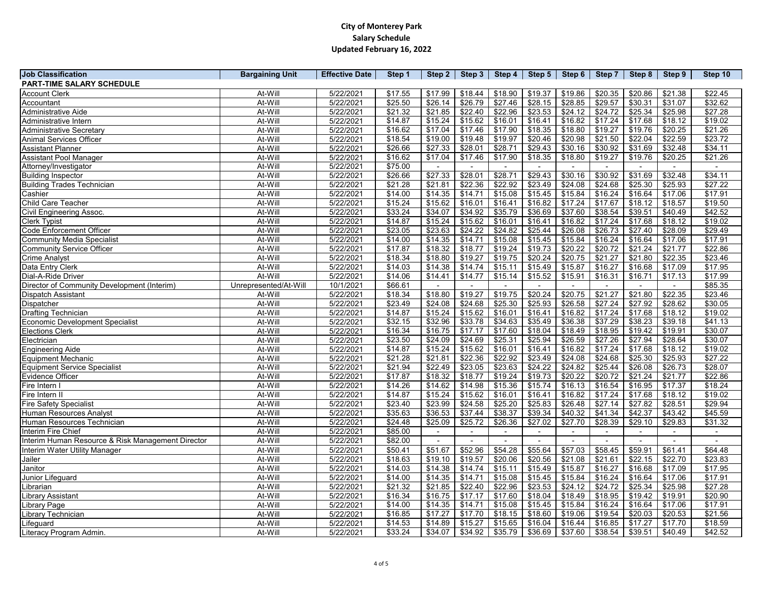**City of Monterey Park**
**Salary Schedule**
**Updated February 16, 2022**

| Job Classification | Bargaining Unit | Effective Date | Step 1 | Step 2 | Step 3 | Step 4 | Step 5 | Step 6 | Step 7 | Step 8 | Step 9 | Step 10 |
|---|---|---|---|---|---|---|---|---|---|---|---|---|
| **PART-TIME SALARY SCHEDULE** | | | | | | | | | | | | |
| Account Clerk | At-Will | 5/22/2021 | $17.55 | $17.99 | $18.44 | $18.90 | $19.37 | $19.86 | $20.35 | $20.86 | $21.38 | $22.45 |
| Accountant | At-Will | 5/22/2021 | $25.50 | $26.14 | $26.79 | $27.46 | $28.15 | $28.85 | $29.57 | $30.31 | $31.07 | $32.62 |
| Administrative Aide | At-Will | 5/22/2021 | $21.32 | $21.85 | $22.40 | $22.96 | $23.53 | $24.12 | $24.72 | $25.34 | $25.98 | $27.28 |
| Administrative Intern | At-Will | 5/22/2021 | $14.87 | $15.24 | $15.62 | $16.01 | $16.41 | $16.82 | $17.24 | $17.68 | $18.12 | $19.02 |
| Administrative Secretary | At-Will | 5/22/2021 | $16.62 | $17.04 | $17.46 | $17.90 | $18.35 | $18.80 | $19.27 | $19.76 | $20.25 | $21.26 |
| Animal Services Officer | At-Will | 5/22/2021 | $18.54 | $19.00 | $19.48 | $19.97 | $20.46 | $20.98 | $21.50 | $22.04 | $22.59 | $23.72 |
| Assistant Planner | At-Will | 5/22/2021 | $26.66 | $27.33 | $28.01 | $28.71 | $29.43 | $30.16 | $30.92 | $31.69 | $32.48 | $34.11 |
| Assistant Pool Manager | At-Will | 5/22/2021 | $16.62 | $17.04 | $17.46 | $17.90 | $18.35 | $18.80 | $19.27 | $19.76 | $20.25 | $21.26 |
| Attorney/Investigator | At-Will | 5/22/2021 | $75.00 | - | - | - | - | - | - | - | - | - |
| Building Inspector | At-Will | 5/22/2021 | $26.66 | $27.33 | $28.01 | $28.71 | $29.43 | $30.16 | $30.92 | $31.69 | $32.48 | $34.11 |
| Building Trades Technician | At-Will | 5/22/2021 | $21.28 | $21.81 | $22.36 | $22.92 | $23.49 | $24.08 | $24.68 | $25.30 | $25.93 | $27.22 |
| Cashier | At-Will | 5/22/2021 | $14.00 | $14.35 | $14.71 | $15.08 | $15.45 | $15.84 | $16.24 | $16.64 | $17.06 | $17.91 |
| Child Care Teacher | At-Will | 5/22/2021 | $15.24 | $15.62 | $16.01 | $16.41 | $16.82 | $17.24 | $17.67 | $18.12 | $18.57 | $19.50 |
| Civil Engineering Assoc. | At-Will | 5/22/2021 | $33.24 | $34.07 | $34.92 | $35.79 | $36.69 | $37.60 | $38.54 | $39.51 | $40.49 | $42.52 |
| Clerk Typist | At-Will | 5/22/2021 | $14.87 | $15.24 | $15.62 | $16.01 | $16.41 | $16.82 | $17.24 | $17.68 | $18.12 | $19.02 |
| Code Enforcement Officer | At-Will | 5/22/2021 | $23.05 | $23.63 | $24.22 | $24.82 | $25.44 | $26.08 | $26.73 | $27.40 | $28.09 | $29.49 |
| Community Media Specialist | At-Will | 5/22/2021 | $14.00 | $14.35 | $14.71 | $15.08 | $15.45 | $15.84 | $16.24 | $16.64 | $17.06 | $17.91 |
| Community Service Officer | At-Will | 5/22/2021 | $17.87 | $18.32 | $18.77 | $19.24 | $19.73 | $20.22 | $20.72 | $21.24 | $21.77 | $22.86 |
| Crime Analyst | At-Will | 5/22/2021 | $18.34 | $18.80 | $19.27 | $19.75 | $20.24 | $20.75 | $21.27 | $21.80 | $22.35 | $23.46 |
| Data Entry Clerk | At-Will | 5/22/2021 | $14.03 | $14.38 | $14.74 | $15.11 | $15.49 | $15.87 | $16.27 | $16.68 | $17.09 | $17.95 |
| Dial-A-Ride Driver | At-Will | 5/22/2021 | $14.06 | $14.41 | $14.77 | $15.14 | $15.52 | $15.91 | $16.31 | $16.71 | $17.13 | $17.99 |
| Director of Community Development (Interim) | Unrepresented/At-Will | 10/1/2021 | $66.61 | - | - | - | - | - | - | - | - | $85.35 |
| Dispatch Assistant | At-Will | 5/22/2021 | $18.34 | $18.80 | $19.27 | $19.75 | $20.24 | $20.75 | $21.27 | $21.80 | $22.35 | $23.46 |
| Dispatcher | At-Will | 5/22/2021 | $23.49 | $24.08 | $24.68 | $25.30 | $25.93 | $26.58 | $27.24 | $27.92 | $28.62 | $30.05 |
| Drafting Technician | At-Will | 5/22/2021 | $14.87 | $15.24 | $15.62 | $16.01 | $16.41 | $16.82 | $17.24 | $17.68 | $18.12 | $19.02 |
| Economic Development Specialist | At-Will | 5/22/2021 | $32.15 | $32.96 | $33.78 | $34.63 | $35.49 | $36.38 | $37.29 | $38.23 | $39.18 | $41.13 |
| Elections Clerk | At-Will | 5/22/2021 | $16.34 | $16.75 | $17.17 | $17.60 | $18.04 | $18.49 | $18.95 | $19.42 | $19.91 | $30.07 |
| Electrician | At-Will | 5/22/2021 | $23.50 | $24.09 | $24.69 | $25.31 | $25.94 | $26.59 | $27.26 | $27.94 | $28.64 | $30.07 |
| Engineering Aide | At-Will | 5/22/2021 | $14.87 | $15.24 | $15.62 | $16.01 | $16.41 | $16.82 | $17.24 | $17.68 | $18.12 | $19.02 |
| Equipment Mechanic | At-Will | 5/22/2021 | $21.28 | $21.81 | $22.36 | $22.92 | $23.49 | $24.08 | $24.68 | $25.30 | $25.93 | $27.22 |
| Equipment Service Specialist | At-Will | 5/22/2021 | $21.94 | $22.49 | $23.05 | $23.63 | $24.22 | $24.82 | $25.44 | $26.08 | $26.73 | $28.07 |
| Evidence Officer | At-Will | 5/22/2021 | $17.87 | $18.32 | $18.77 | $19.24 | $19.73 | $20.22 | $20.72 | $21.24 | $21.77 | $22.86 |
| Fire Intern I | At-Will | 5/22/2021 | $14.26 | $14.62 | $14.98 | $15.36 | $15.74 | $16.13 | $16.54 | $16.95 | $17.37 | $18.24 |
| Fire Intern II | At-Will | 5/22/2021 | $14.87 | $15.24 | $15.62 | $16.01 | $16.41 | $16.82 | $17.24 | $17.68 | $18.12 | $19.02 |
| Fire Safety Specialist | At-Will | 5/22/2021 | $23.40 | $23.99 | $24.58 | $25.20 | $25.83 | $26.48 | $27.14 | $27.82 | $28.51 | $29.94 |
| Human Resources Analyst | At-Will | 5/22/2021 | $35.63 | $36.53 | $37.44 | $38.37 | $39.34 | $40.32 | $41.34 | $42.37 | $43.42 | $45.59 |
| Human Resources Technician | At-Will | 5/22/2021 | $24.48 | $25.09 | $25.72 | $26.36 | $27.02 | $27.70 | $28.39 | $29.10 | $29.83 | $31.32 |
| Interim Fire Chief | At-Will | 5/22/2021 | $85.00 | - | - | - | - | - | - | - | - | - |
| Interim Human Resource & Risk Management Director | At-Will | 5/22/2021 | $82.00 | - | - | - | - | - | - | - | - | - |
| Interim Water Utility Manager | At-Will | 5/22/2021 | $50.41 | $51.67 | $52.96 | $54.28 | $55.64 | $57.03 | $58.45 | $59.91 | $61.41 | $64.48 |
| Jailer | At-Will | 5/22/2021 | $18.63 | $19.10 | $19.57 | $20.06 | $20.56 | $21.08 | $21.61 | $22.15 | $22.70 | $23.83 |
| Janitor | At-Will | 5/22/2021 | $14.03 | $14.38 | $14.74 | $15.11 | $15.49 | $15.87 | $16.27 | $16.68 | $17.09 | $17.95 |
| Junior Lifeguard | At-Will | 5/22/2021 | $14.00 | $14.35 | $14.71 | $15.08 | $15.45 | $15.84 | $16.24 | $16.64 | $17.06 | $17.91 |
| Librarian | At-Will | 5/22/2021 | $21.32 | $21.85 | $22.40 | $22.96 | $23.53 | $24.12 | $24.72 | $25.34 | $25.98 | $27.28 |
| Library Assistant | At-Will | 5/22/2021 | $16.34 | $16.75 | $17.17 | $17.60 | $18.04 | $18.49 | $18.95 | $19.42 | $19.91 | $20.90 |
| Library Page | At-Will | 5/22/2021 | $14.00 | $14.35 | $14.71 | $15.08 | $15.45 | $15.84 | $16.24 | $16.64 | $17.06 | $17.91 |
| Library Technician | At-Will | 5/22/2021 | $16.85 | $17.27 | $17.70 | $18.15 | $18.60 | $19.06 | $19.54 | $20.03 | $20.53 | $21.56 |
| Lifeguard | At-Will | 5/22/2021 | $14.53 | $14.89 | $15.27 | $15.65 | $16.04 | $16.44 | $16.85 | $17.27 | $17.70 | $18.59 |
| Literacy Program Admin. | At-Will | 5/22/2021 | $33.24 | $34.07 | $34.92 | $35.79 | $36.69 | $37.60 | $38.54 | $39.51 | $40.49 | $42.52 |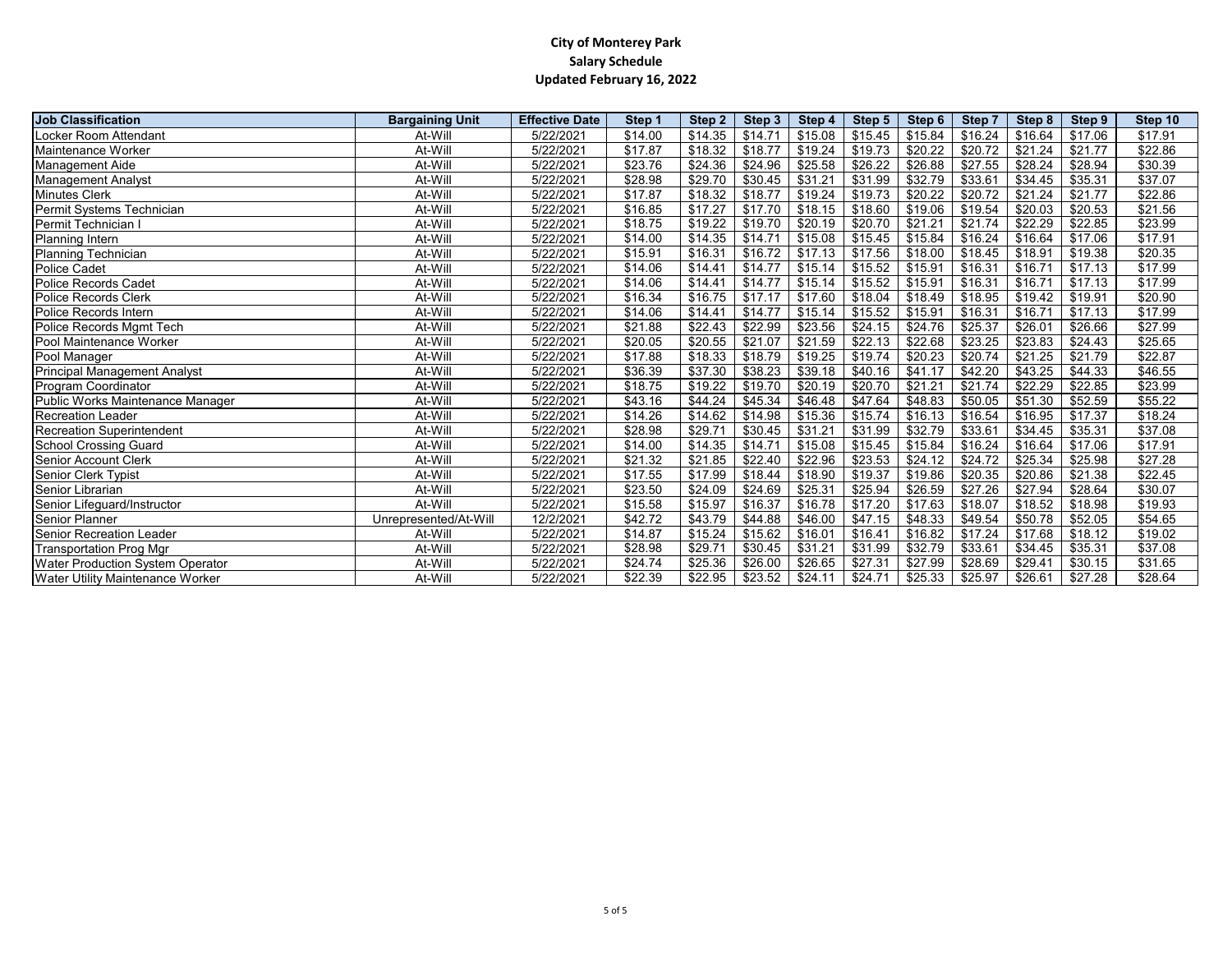**City of Monterey Park**
**Salary Schedule**
**Updated February 16, 2022**

| Job Classification | Bargaining Unit | Effective Date | Step 1 | Step 2 | Step 3 | Step 4 | Step 5 | Step 6 | Step 7 | Step 8 | Step 9 | Step 10 |
|---|---|---|---|---|---|---|---|---|---|---|---|---|
| Locker Room Attendant | At-Will | 5/22/2021 | $14.00 | $14.35 | $14.71 | $15.08 | $15.45 | $15.84 | $16.24 | $16.64 | $17.06 | $17.91 |
| Maintenance Worker | At-Will | 5/22/2021 | $17.87 | $18.32 | $18.77 | $19.24 | $19.73 | $20.22 | $20.72 | $21.24 | $21.77 | $22.86 |
| Management Aide | At-Will | 5/22/2021 | $23.76 | $24.36 | $24.96 | $25.58 | $26.22 | $26.88 | $27.55 | $28.24 | $28.94 | $30.39 |
| Management Analyst | At-Will | 5/22/2021 | $28.98 | $29.70 | $30.45 | $31.21 | $31.99 | $32.79 | $33.61 | $34.45 | $35.31 | $37.07 |
| Minutes Clerk | At-Will | 5/22/2021 | $17.87 | $18.32 | $18.77 | $19.24 | $19.73 | $20.22 | $20.72 | $21.24 | $21.77 | $22.86 |
| Permit Systems Technician | At-Will | 5/22/2021 | $16.85 | $17.27 | $17.70 | $18.15 | $18.60 | $19.06 | $19.54 | $20.03 | $20.53 | $21.56 |
| Permit Technician I | At-Will | 5/22/2021 | $18.75 | $19.22 | $19.70 | $20.19 | $20.70 | $21.21 | $21.74 | $22.29 | $22.85 | $23.99 |
| Planning Intern | At-Will | 5/22/2021 | $14.00 | $14.35 | $14.71 | $15.08 | $15.45 | $15.84 | $16.24 | $16.64 | $17.06 | $17.91 |
| Planning Technician | At-Will | 5/22/2021 | $15.91 | $16.31 | $16.72 | $17.13 | $17.56 | $18.00 | $18.45 | $18.91 | $19.38 | $20.35 |
| Police Cadet | At-Will | 5/22/2021 | $14.06 | $14.41 | $14.77 | $15.14 | $15.52 | $15.91 | $16.31 | $16.71 | $17.13 | $17.99 |
| Police Records Cadet | At-Will | 5/22/2021 | $14.06 | $14.41 | $14.77 | $15.14 | $15.52 | $15.91 | $16.31 | $16.71 | $17.13 | $17.99 |
| Police Records Clerk | At-Will | 5/22/2021 | $16.34 | $16.75 | $17.17 | $17.60 | $18.04 | $18.49 | $18.95 | $19.42 | $19.91 | $20.90 |
| Police Records Intern | At-Will | 5/22/2021 | $14.06 | $14.41 | $14.77 | $15.14 | $15.52 | $15.91 | $16.31 | $16.71 | $17.13 | $17.99 |
| Police Records Mgmt Tech | At-Will | 5/22/2021 | $21.88 | $22.43 | $22.99 | $23.56 | $24.15 | $24.76 | $25.37 | $26.01 | $26.66 | $27.99 |
| Pool Maintenance Worker | At-Will | 5/22/2021 | $20.05 | $20.55 | $21.07 | $21.59 | $22.13 | $22.68 | $23.25 | $23.83 | $24.43 | $25.65 |
| Pool Manager | At-Will | 5/22/2021 | $17.88 | $18.33 | $18.79 | $19.25 | $19.74 | $20.23 | $20.74 | $21.25 | $21.79 | $22.87 |
| Principal Management Analyst | At-Will | 5/22/2021 | $36.39 | $37.30 | $38.23 | $39.18 | $40.16 | $41.17 | $42.20 | $43.25 | $44.33 | $46.55 |
| Program Coordinator | At-Will | 5/22/2021 | $18.75 | $19.22 | $19.70 | $20.19 | $20.70 | $21.21 | $21.74 | $22.29 | $22.85 | $23.99 |
| Public Works Maintenance Manager | At-Will | 5/22/2021 | $43.16 | $44.24 | $45.34 | $46.48 | $47.64 | $48.83 | $50.05 | $51.30 | $52.59 | $55.22 |
| Recreation Leader | At-Will | 5/22/2021 | $14.26 | $14.62 | $14.98 | $15.36 | $15.74 | $16.13 | $16.54 | $16.95 | $17.37 | $18.24 |
| Recreation Superintendent | At-Will | 5/22/2021 | $28.98 | $29.71 | $30.45 | $31.21 | $31.99 | $32.79 | $33.61 | $34.45 | $35.31 | $37.08 |
| School Crossing Guard | At-Will | 5/22/2021 | $14.00 | $14.35 | $14.71 | $15.08 | $15.45 | $15.84 | $16.24 | $16.64 | $17.06 | $17.91 |
| Senior Account Clerk | At-Will | 5/22/2021 | $21.32 | $21.85 | $22.40 | $22.96 | $23.53 | $24.12 | $24.72 | $25.34 | $25.98 | $27.28 |
| Senior Clerk Typist | At-Will | 5/22/2021 | $17.55 | $17.99 | $18.44 | $18.90 | $19.37 | $19.86 | $20.35 | $20.86 | $21.38 | $22.45 |
| Senior Librarian | At-Will | 5/22/2021 | $23.50 | $24.09 | $24.69 | $25.31 | $25.94 | $26.59 | $27.26 | $27.94 | $28.64 | $30.07 |
| Senior Lifeguard/Instructor | At-Will | 5/22/2021 | $15.58 | $15.97 | $16.37 | $16.78 | $17.20 | $17.63 | $18.07 | $18.52 | $18.98 | $19.93 |
| Senior Planner | Unrepresented/At-Will | 12/2/2021 | $42.72 | $43.79 | $44.88 | $46.00 | $47.15 | $48.33 | $49.54 | $50.78 | $52.05 | $54.65 |
| Senior Recreation Leader | At-Will | 5/22/2021 | $14.87 | $15.24 | $15.62 | $16.01 | $16.41 | $16.82 | $17.24 | $17.68 | $18.12 | $19.02 |
| Transportation Prog Mgr | At-Will | 5/22/2021 | $28.98 | $29.71 | $30.45 | $31.21 | $31.99 | $32.79 | $33.61 | $34.45 | $35.31 | $37.08 |
| Water Production System Operator | At-Will | 5/22/2021 | $24.74 | $25.36 | $26.00 | $26.65 | $27.31 | $27.99 | $28.69 | $29.41 | $30.15 | $31.65 |
| Water Utility Maintenance Worker | At-Will | 5/22/2021 | $22.39 | $22.95 | $23.52 | $24.11 | $24.71 | $25.33 | $25.97 | $26.61 | $27.28 | $28.64 |